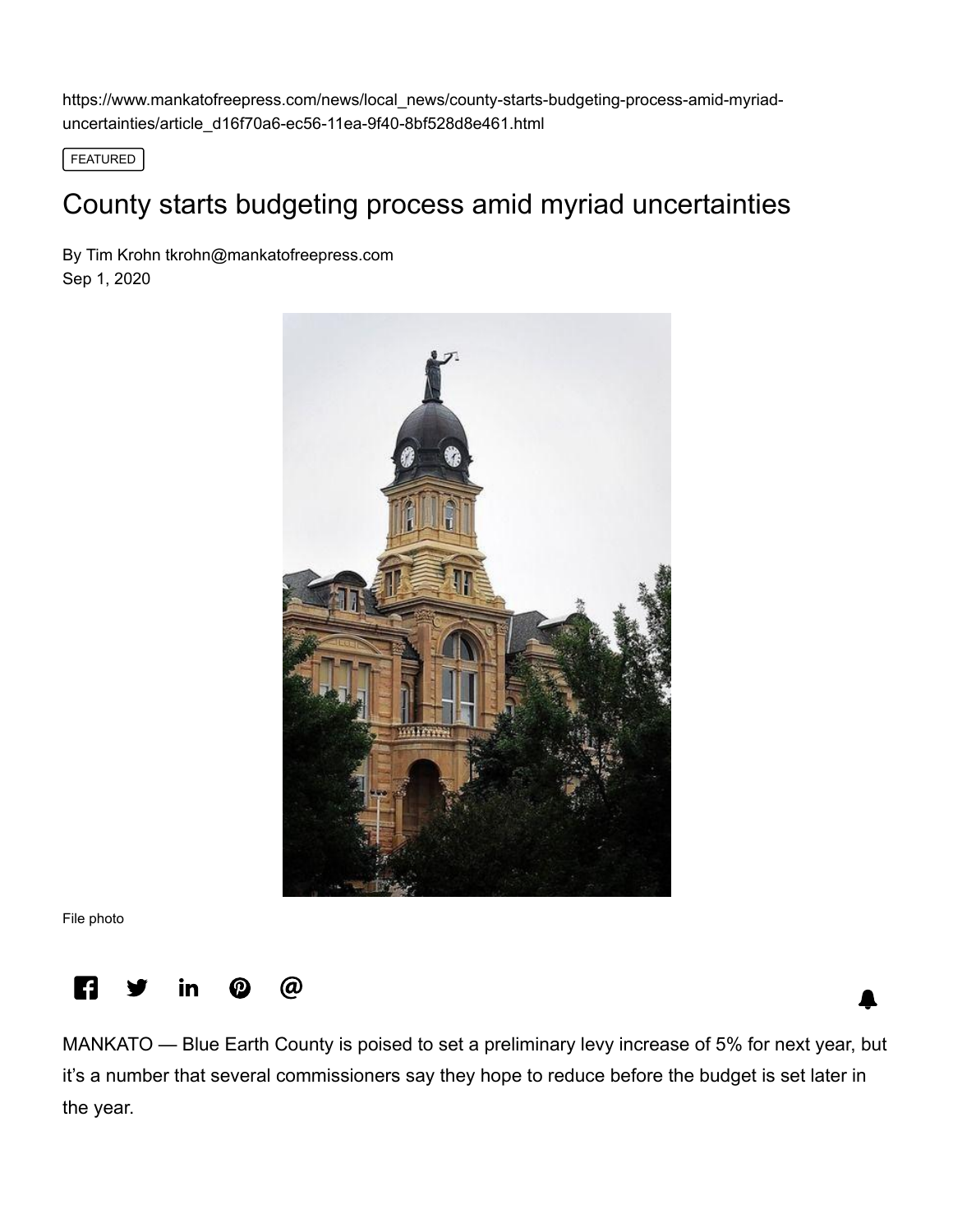https://www.mankatofreepress.com/news/local_news/county-starts-budgeting-process-amid-myriad-uncertainties/article_d16f70a6-ec56-11ea-9f40-8bf528d8e461.html

FEATURED

# County starts budgeting process amid myriad uncertainties

By Tim Krohn tkrohn@mankatofreepress.com
Sep 1, 2020

File photo

MANKATO — Blue Earth County is poised to set a preliminary levy increase of 5% for next year, but it's a number that several commissioners say they hope to reduce before the budget is set later in the year.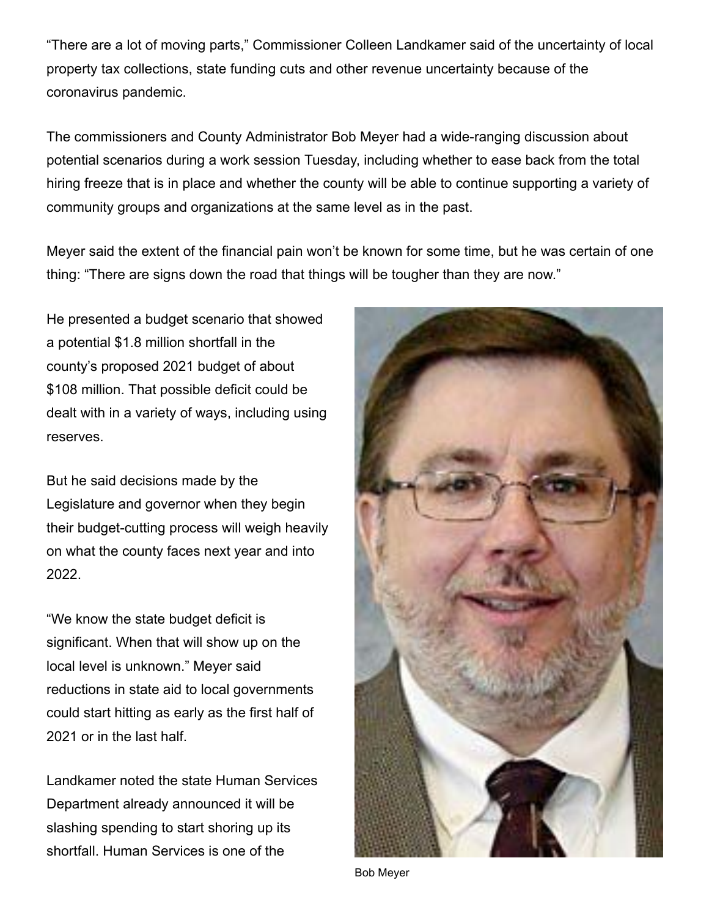"There are a lot of moving parts," Commissioner Colleen Landkamer said of the uncertainty of local property tax collections, state funding cuts and other revenue uncertainty because of the coronavirus pandemic.

The commissioners and County Administrator Bob Meyer had a wide-ranging discussion about potential scenarios during a work session Tuesday, including whether to ease back from the total hiring freeze that is in place and whether the county will be able to continue supporting a variety of community groups and organizations at the same level as in the past.

Meyer said the extent of the financial pain won't be known for some time, but he was certain of one thing: "There are signs down the road that things will be tougher than they are now."

He presented a budget scenario that showed a potential $1.8 million shortfall in the county's proposed 2021 budget of about $108 million. That possible deficit could be dealt with in a variety of ways, including using reserves.

But he said decisions made by the Legislature and governor when they begin their budget-cutting process will weigh heavily on what the county faces next year and into 2022.

"We know the state budget deficit is significant. When that will show up on the local level is unknown." Meyer said reductions in state aid to local governments could start hitting as early as the first half of 2021 or in the last half.

Landkamer noted the state Human Services Department already announced it will be slashing spending to start shoring up its shortfall. Human Services is one of the

Bob Meyer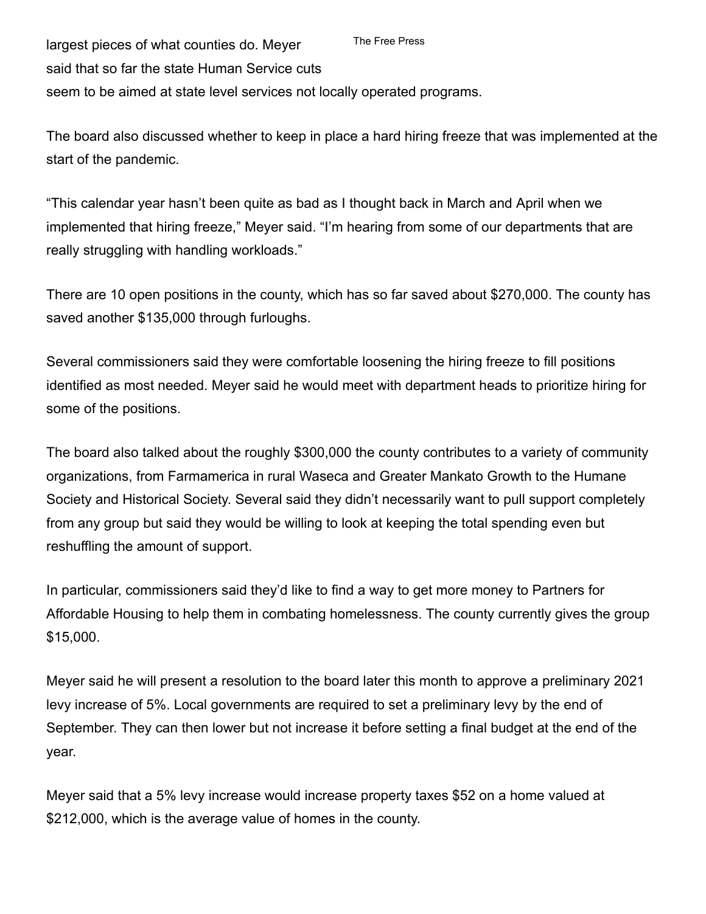largest pieces of what counties do. Meyer said that so far the state Human Service cuts seem to be aimed at state level services not locally operated programs.

The board also discussed whether to keep in place a hard hiring freeze that was implemented at the start of the pandemic.

“This calendar year hasn’t been quite as bad as I thought back in March and April when we implemented that hiring freeze,” Meyer said. “I’m hearing from some of our departments that are really struggling with handling workloads.”

There are 10 open positions in the county, which has so far saved about $270,000. The county has saved another $135,000 through furloughs.

Several commissioners said they were comfortable loosening the hiring freeze to fill positions identified as most needed. Meyer said he would meet with department heads to prioritize hiring for some of the positions.

The board also talked about the roughly $300,000 the county contributes to a variety of community organizations, from Farmamerica in rural Waseca and Greater Mankato Growth to the Humane Society and Historical Society. Several said they didn’t necessarily want to pull support completely from any group but said they would be willing to look at keeping the total spending even but reshuffling the amount of support.

In particular, commissioners said they’d like to find a way to get more money to Partners for Affordable Housing to help them in combating homelessness. The county currently gives the group $15,000.

Meyer said he will present a resolution to the board later this month to approve a preliminary 2021 levy increase of 5%. Local governments are required to set a preliminary levy by the end of September. They can then lower but not increase it before setting a final budget at the end of the year.

Meyer said that a 5% levy increase would increase property taxes $52 on a home valued at $212,000, which is the average value of homes in the county.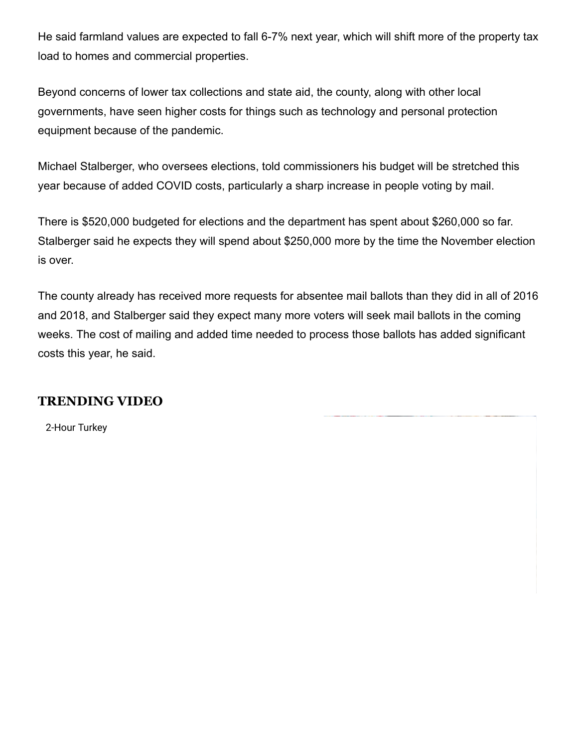He said farmland values are expected to fall 6-7% next year, which will shift more of the property tax load to homes and commercial properties.

Beyond concerns of lower tax collections and state aid, the county, along with other local governments, have seen higher costs for things such as technology and personal protection equipment because of the pandemic.

Michael Stalberger, who oversees elections, told commissioners his budget will be stretched this year because of added COVID costs, particularly a sharp increase in people voting by mail.

There is $520,000 budgeted for elections and the department has spent about $260,000 so far. Stalberger said he expects they will spend about $250,000 more by the time the November election is over.

The county already has received more requests for absentee mail ballots than they did in all of 2016 and 2018, and Stalberger said they expect many more voters will seek mail ballots in the coming weeks. The cost of mailing and added time needed to process those ballots has added significant costs this year, he said.

## TRENDING VIDEO

2-Hour Turkey